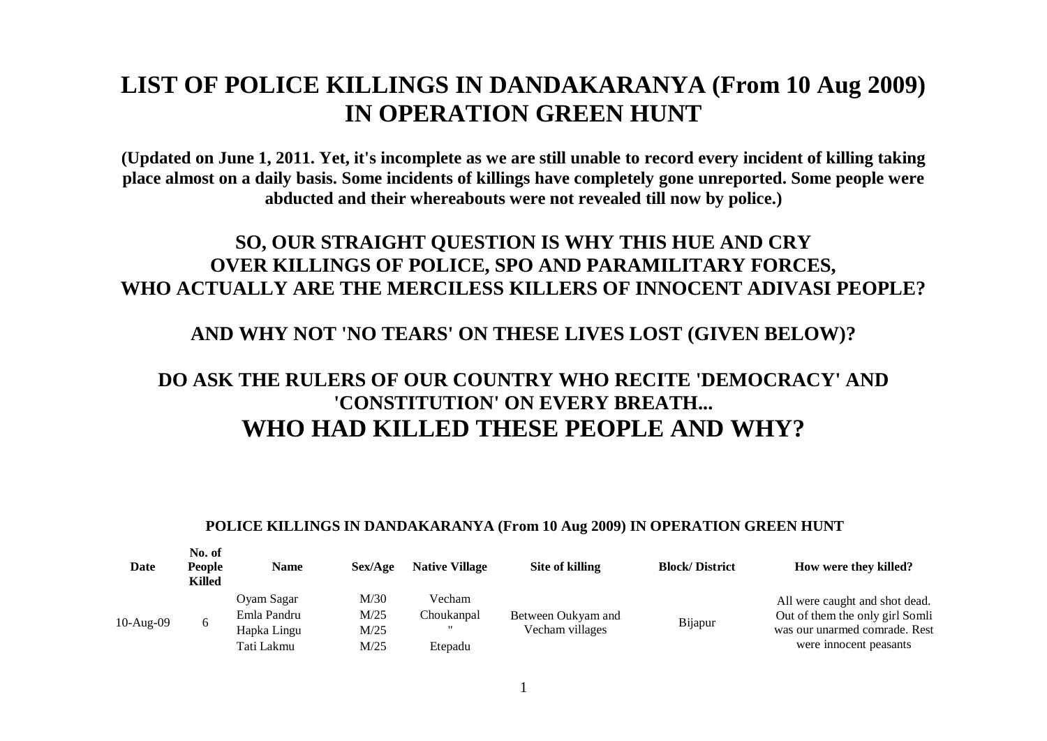# LIST OF POLICE KILLINGS IN DANDAKARANYA (From 10 Aug 2009) IN OPERATION GREEN HUNT

**(Updated on June 1, 2011. Yet, it's incomplete as we are still unable to record every incident of killing taking place almost on a daily basis. Some incidents of killings have completely gone unreported. Some people were abducted and their whereabouts were not revealed till now by police.)**

## SO, OUR STRAIGHT QUESTION IS WHY THIS HUE AND CRY OVER KILLINGS OF POLICE, SPO AND PARAMILITARY FORCES, WHO ACTUALLY ARE THE MERCILESS KILLERS OF INNOCENT ADIVASI PEOPLE?

## AND WHY NOT 'NO TEARS' ON THESE LIVES LOST (GIVEN BELOW)?

## DO ASK THE RULERS OF OUR COUNTRY WHO RECITE 'DEMOCRACY' AND 'CONSTITUTION' ON EVERY BREATH...

# WHO HAD KILLED THESE PEOPLE AND WHY?

**POLICE KILLINGS IN DANDAKARANYA (From 10 Aug 2009) IN OPERATION GREEN HUNT**

| Date | No. of People Killed | Name | Sex/Age | Native Village | Site of killing | Block/ District | How were they killed? |
|---|---|---|---|---|---|---|---|
| 10-Aug-09 | 6 | Oyam Sagar | M/30 | Vecham | Between Oukyam and Vecham villages | Bijapur | All were caught and shot dead. Out of them the only girl Somli was our unarmed comrade. Rest were innocent peasants |
| | | Emla Pandru | M/25 | Choukanpal | | | |
| | | Hapka Lingu | M/25 | " | | | |
| | | Tati Lakmu | M/25 | Etepadu | | | |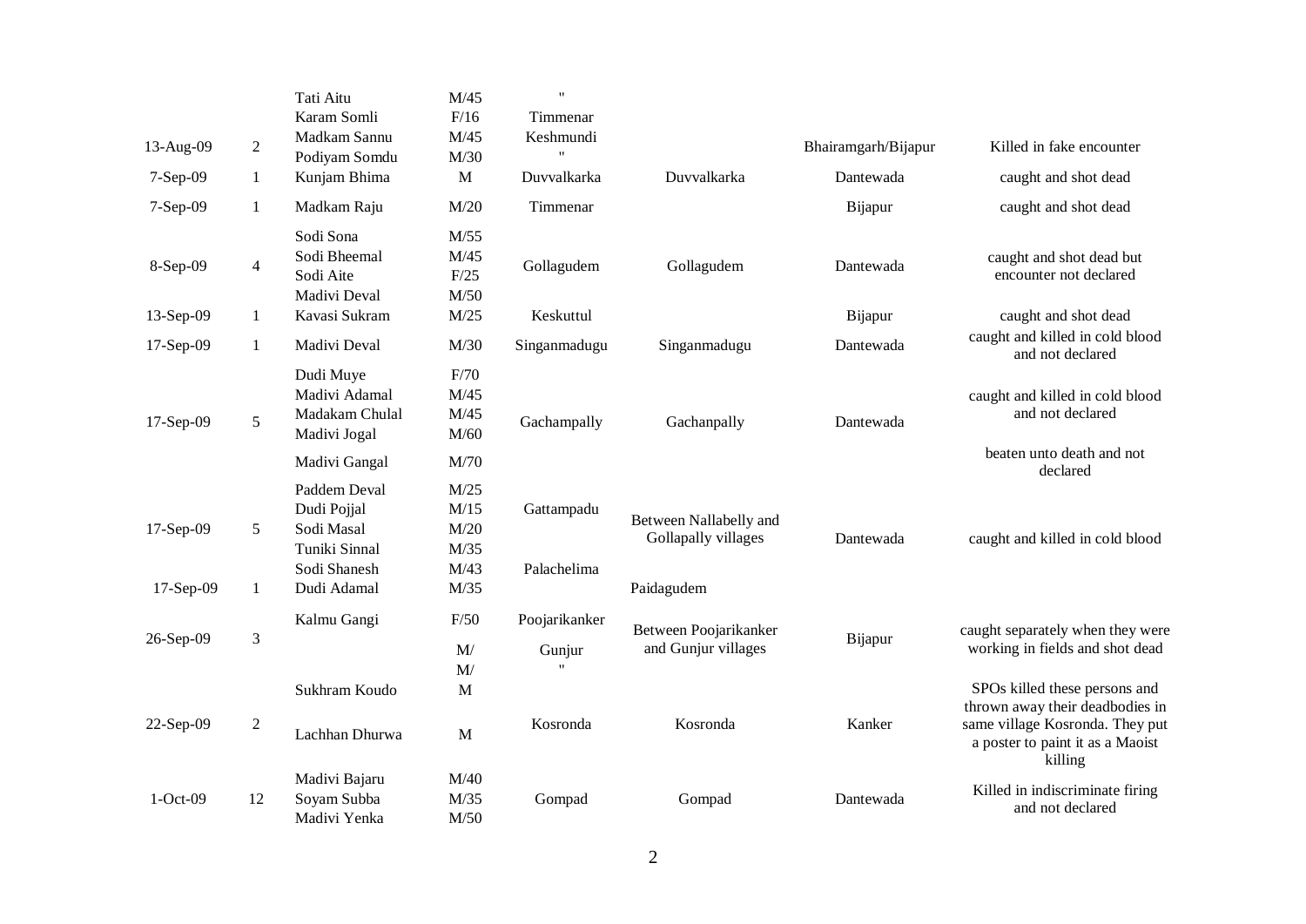| | | | | | | | |
|---|---|---|---|---|---|---|---|
| | | Tati Aitu | M/45 | " | | | |
| | | Karam Somli | F/16 | Timmenar | | | |
| 13-Aug-09 | 2 | Madkam Sannu | M/45 | Keshmundi | | Bhairamgarh/Bijapur | Killed in fake encounter |
| | | Podiyam Somdu | M/30 | " | | | |
| 7-Sep-09 | 1 | Kunjam Bhima | M | Duvvalkarka | Duvvalkarka | Dantewada | caught and shot dead |
| 7-Sep-09 | 1 | Madkam Raju | M/20 | Timmenar | | Bijapur | caught and shot dead |
| | | Sodi Sona | M/55 | | | | |
| 8-Sep-09 | 4 | Sodi Bheemal | M/45 | Gollagudem | Gollagudem | Dantewada | caught and shot dead but encounter not declared |
| | | Sodi Aite | F/25 | | | | |
| | | Madivi Deval | M/50 | | | | |
| 13-Sep-09 | 1 | Kavasi Sukram | M/25 | Keskuttul | | Bijapur | caught and shot dead |
| 17-Sep-09 | 1 | Madivi Deval | M/30 | Singanmadugu | Singanmadugu | Dantewada | caught and killed in cold blood and not declared |
| | | Dudi Muye | F/70 | | | | |
| | | Madivi Adamal | M/45 | | | | caught and killed in cold blood and not declared |
| 17-Sep-09 | 5 | Madakam Chulal | M/45 | Gachampally | Gachanpally | Dantewada | |
| | | Madivi Jogal | M/60 | | | | |
| | | Madivi Gangal | M/70 | | | | beaten unto death and not declared |
| | | Paddem Deval | M/25 | | | | |
| | | Dudi Pojjal | M/15 | Gattampadu | Between Nallabelly and Gollapally villages | | |
| 17-Sep-09 | 5 | Sodi Masal | M/20 | | | Dantewada | caught and killed in cold blood |
| | | Tuniki Sinnal | M/35 | | | | |
| | | Sodi Shanesh | M/43 | Palachelima | | | |
| 17-Sep-09 | 1 | Dudi Adamal | M/35 | | Paidagudem | | |
| | | Kalmu Gangi | F/50 | Poojarikanker | Between Poojarikanker and Gunjur villages | | caught separately when they were working in fields and shot dead |
| 26-Sep-09 | 3 | | M/ | Gunjur | | Bijapur | |
| | | | M/ | " | | | |
| | | Sukhram Koudo | M | | | | SPOs killed these persons and thrown away their deadbodies in same village Kosronda. They put a poster to paint it as a Maoist killing |
| 22-Sep-09 | 2 | Lachhan Dhurwa | M | Kosronda | Kosronda | Kanker | |
| | | Madivi Bajaru | M/40 | | | | |
| 1-Oct-09 | 12 | Soyam Subba | M/35 | Gompad | Gompad | Dantewada | Killed in indiscriminate firing and not declared |
| | | Madivi Yenka | M/50 | | | | |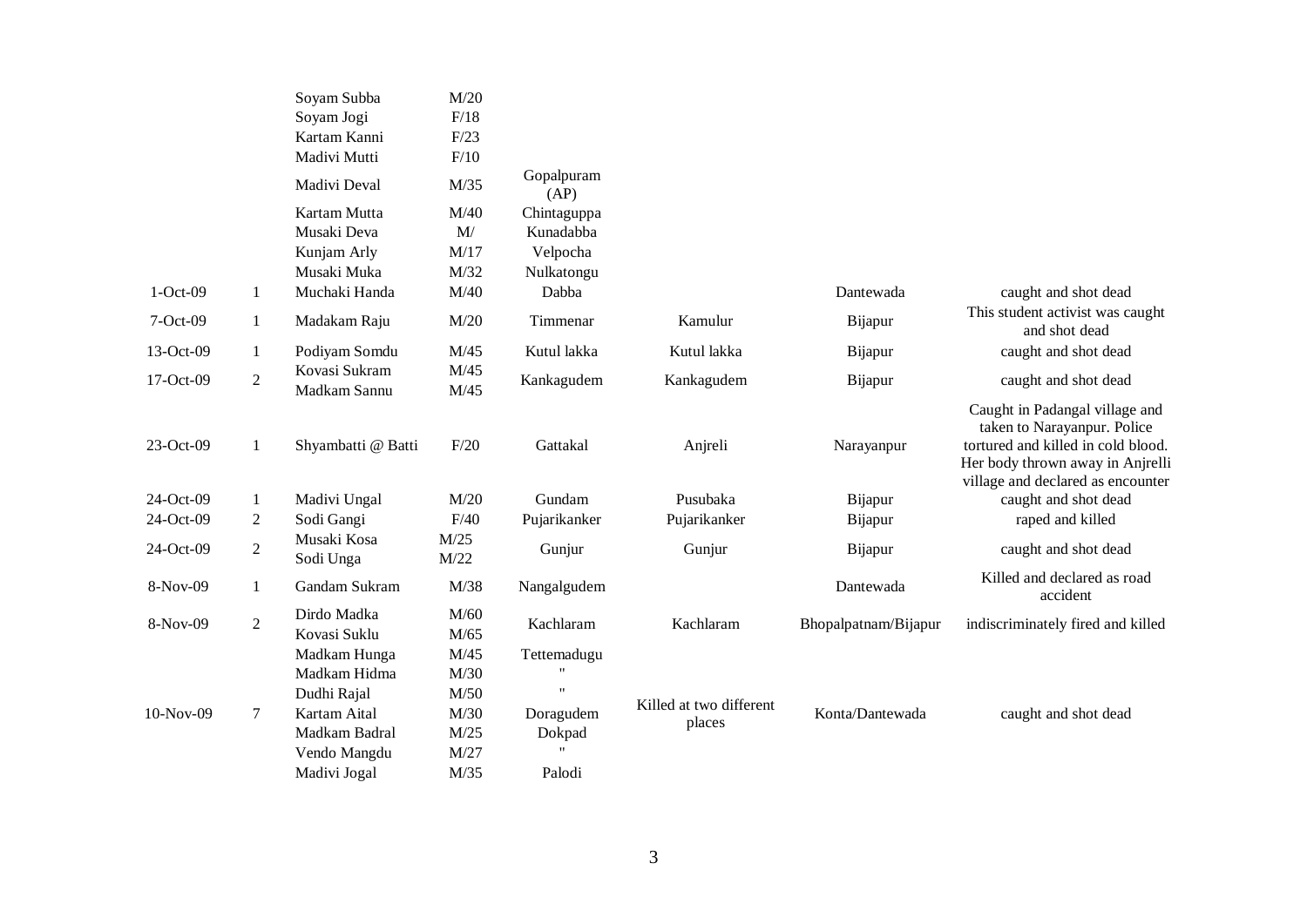| | | | | | | | |
|---|---|---|---|---|---|---|---|
| | | Soyam Subba | M/20 | | | | |
| | | Soyam Jogi | F/18 | | | | |
| | | Kartam Kanni | F/23 | | | | |
| | | Madivi Mutti | F/10 | | | | |
| | | Madivi Deval | M/35 | Gopalpuram (AP) | | | |
| | | Kartam Mutta | M/40 | Chintaguppa | | | |
| | | Musaki Deva | M/ | Kunadabba | | | |
| | | Kunjam Arly | M/17 | Velpocha | | | |
| | | Musaki Muka | M/32 | Nulkatongu | | | |
| 1-Oct-09 | 1 | Muchaki Handa | M/40 | Dabba | | Dantewada | caught and shot dead |
| 7-Oct-09 | 1 | Madakam Raju | M/20 | Timmenar | Kamulur | Bijapur | This student activist was caught and shot dead |
| 13-Oct-09 | 1 | Podiyam Somdu | M/45 | Kutul lakka | Kutul lakka | Bijapur | caught and shot dead |
| 17-Oct-09 | 2 | Kovasi Sukram<br>Madkam Sannu | M/45<br>M/45 | Kankagudem | Kankagudem | Bijapur | caught and shot dead |
| 23-Oct-09 | 1 | Shyambatti @ Batti | F/20 | Gattakal | Anjreli | Narayanpur | Caught in Padangal village and taken to Narayanpur. Police tortured and killed in cold blood. Her body thrown away in Anjrelli village and declared as encounter |
| 24-Oct-09 | 1 | Madivi Ungal | M/20 | Gundam | Pusubaka | Bijapur | caught and shot dead |
| 24-Oct-09 | 2 | Sodi Gangi | F/40 | Pujarikanker | Pujarikanker | Bijapur | raped and killed |
| 24-Oct-09 | 2 | Musaki Kosa<br>Sodi Unga | M/25<br>M/22 | Gunjur | Gunjur | Bijapur | caught and shot dead |
| 8-Nov-09 | 1 | Gandam Sukram | M/38 | Nangalgudem | | Dantewada | Killed and declared as road accident |
| 8-Nov-09 | 2 | Dirdo Madka<br>Kovasi Suklu | M/60<br>M/65 | Kachlaram | Kachlaram | Bhopalpatnam/Bijapur | indiscriminately fired and killed |
| 10-Nov-09 | 7 | Madkam Hunga<br>Madkam Hidma<br>Dudhi Rajal<br>Kartam Aital<br>Madkam Badral<br>Vendo Mangdu<br>Madivi Jogal | M/45<br>M/30<br>M/50<br>M/30<br>M/25<br>M/27<br>M/35 | Tettemadugu<br>"<br>"<br>Doragudem<br>Dokpad<br>"<br>Palodi | Killed at two different places | Konta/Dantewada | caught and shot dead |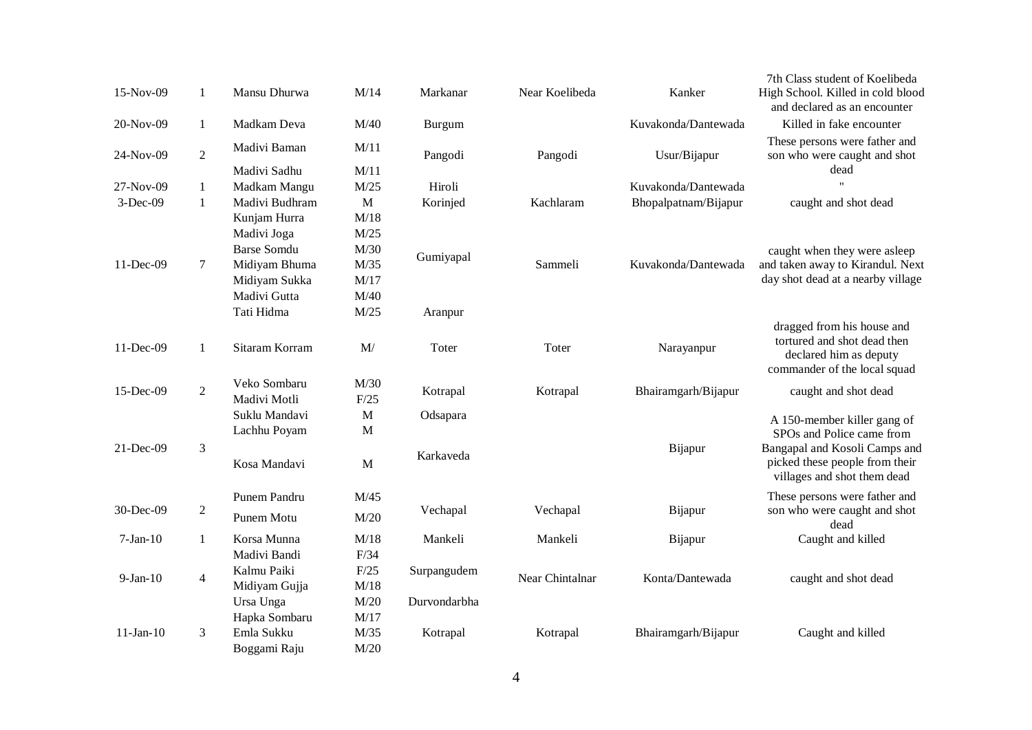| | | | | | | | |
|---|---|---|---|---|---|---|---|
| 15-Nov-09 | 1 | Mansu Dhurwa | M/14 | Markanar | Near Koelibeda | Kanker | 7th Class student of Koelibeda High School. Killed in cold blood and declared as an encounter |
| 20-Nov-09 | 1 | Madkam Deva | M/40 | Burgum | | Kuvakonda/Dantewada | Killed in fake encounter |
| 24-Nov-09 | 2 | Madivi Baman | M/11 | Pangodi | Pangodi | Usur/Bijapur | These persons were father and son who were caught and shot dead |
| | | Madivi Sadhu | M/11 | | | | |
| 27-Nov-09 | 1 | Madkam Mangu | M/25 | Hiroli | | Kuvakonda/Dantewada | " |
| 3-Dec-09 | 1 | Madivi Budhram | M | Korinjed | Kachlaram | Bhopalpatnam/Bijapur | caught and shot dead |
| 11-Dec-09 | 7 | Kunjam Hurra | M/18 | Gumiyapal | Sammeli | Kuvakonda/Dantewada | caught when they were asleep and taken away to Kirandul. Next day shot dead at a nearby village |
| | | Madivi Joga | M/25 | | | | |
| | | Barse Somdu | M/30 | | | | |
| | | Midiyam Bhuma | M/35 | | | | |
| | | Midiyam Sukka | M/17 | | | | |
| | | Madivi Gutta | M/40 | | | | |
| | | Tati Hidma | M/25 | Aranpur | | | |
| 11-Dec-09 | 1 | Sitaram Korram | M/ | Toter | Toter | Narayanpur | dragged from his house and tortured and shot dead then declared him as deputy commander of the local squad |
| 15-Dec-09 | 2 | Veko Sombaru | M/30 | Kotrapal | Kotrapal | Bhairamgarh/Bijapur | caught and shot dead |
| | | Madivi Motli | F/25 | | | | |
| 21-Dec-09 | 3 | Suklu Mandavi | M | Odsapara | | Bijapur | A 150-member killer gang of SPOs and Police came from Bangapal and Kosoli Camps and picked these people from their villages and shot them dead |
| | | Lachhu Poyam | M | | | | |
| | | Kosa Mandavi | M | Karkaveda | | | |
| 30-Dec-09 | 2 | Punem Pandru | M/45 | Vechapal | Vechapal | Bijapur | These persons were father and son who were caught and shot dead |
| | | Punem Motu | M/20 | | | | |
| 7-Jan-10 | 1 | Korsa Munna | M/18 | Mankeli | Mankeli | Bijapur | Caught and killed |
| 9-Jan-10 | 4 | Madivi Bandi | F/34 | Surpangudem | Near Chintalnar | Konta/Dantewada | caught and shot dead |
| | | Kalmu Paiki | F/25 | | | | |
| | | Midiyam Gujja | M/18 | | | | |
| | | Ursa Unga | M/20 | Durvondarbha | | | |
| 11-Jan-10 | 3 | Hapka Sombaru | M/17 | Kotrapal | Kotrapal | Bhairamgarh/Bijapur | Caught and killed |
| | | Emla Sukku | M/35 | | | | |
| | | Boggami Raju | M/20 | | | | |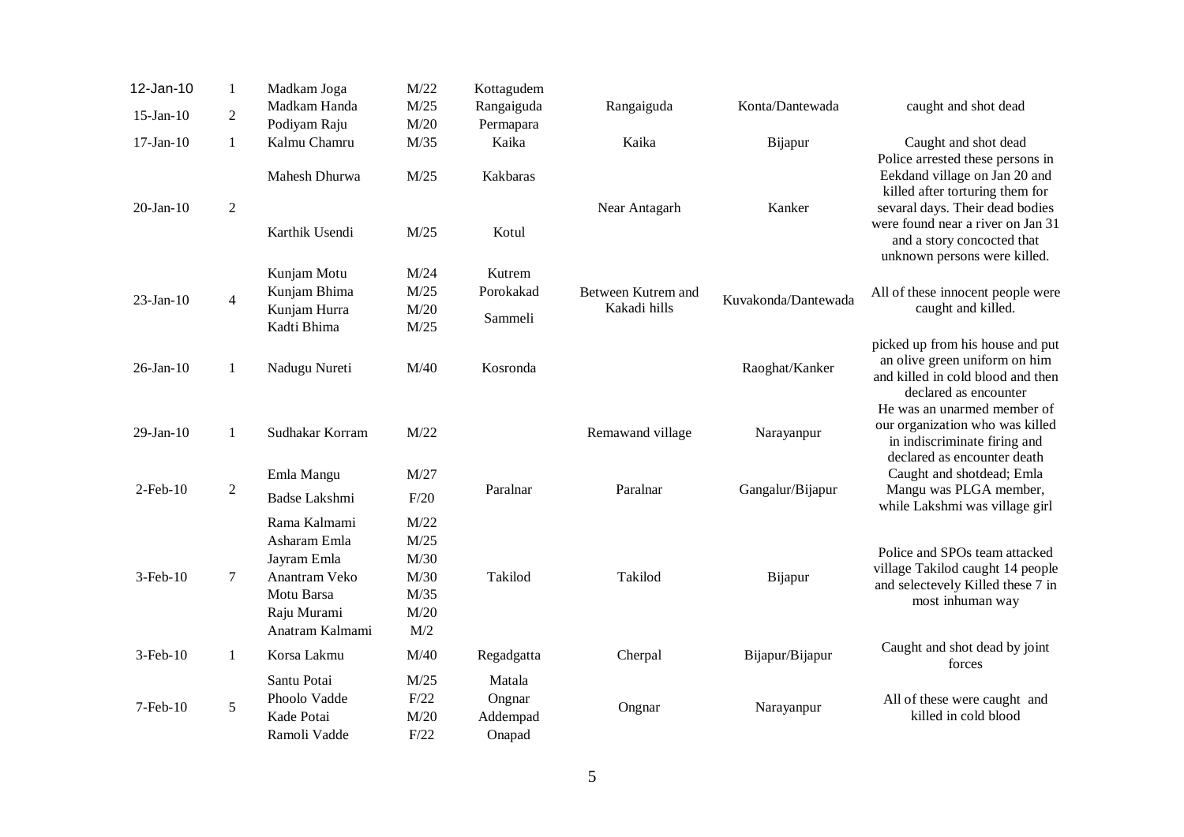| | | | | | | | |
|---|---|---|---|---|---|---|---|
| 12-Jan-10 | 1 | Madkam Joga | M/22 | Kottagudem | | | |
| 15-Jan-10 | 2 | Madkam Handa | M/25 | Rangaiguda | Rangaiguda | Konta/Dantewada | caught and shot dead |
| | | Podiyam Raju | M/20 | Permapara | | | |
| 17-Jan-10 | 1 | Kalmu Chamru | M/35 | Kaika | Kaika | Bijapur | Caught and shot dead |
| 20-Jan-10 | 2 | Mahesh Dhurwa | M/25 | Kakbaras | Near Antagarh | Kanker | Police arrested these persons in Eekdand village on Jan 20 and killed after torturing them for sevaral days. Their dead bodies were found near a river on Jan 31 and a story concocted that unknown persons were killed. |
| | | Karthik Usendi | M/25 | Kotul | | | |
| 23-Jan-10 | 4 | Kunjam Motu | M/24 | Kutrem | Between Kutrem and Kakadi hills | Kuvakonda/Dantewada | All of these innocent people were caught and killed. |
| | | Kunjam Bhima | M/25 | Porokakad | | | |
| | | Kunjam Hurra | M/20 | Sammeli | | | |
| | | Kadti Bhima | M/25 | | | | |
| 26-Jan-10 | 1 | Nadugu Nureti | M/40 | Kosronda | | Raoghat/Kanker | picked up from his house and put an olive green uniform on him and killed in cold blood and then declared as encounter |
| 29-Jan-10 | 1 | Sudhakar Korram | M/22 | | Remawand village | Narayanpur | He was an unarmed member of our organization who was killed in indiscriminate firing and declared as encounter death |
| 2-Feb-10 | 2 | Emla Mangu | M/27 | Paralnar | Paralnar | Gangalur/Bijapur | Caught and shotdead; Emla Mangu was PLGA member, while Lakshmi was village girl |
| | | Badse Lakshmi | F/20 | | | | |
| 3-Feb-10 | 7 | Rama Kalmami | M/22 | Takilod | Takilod | Bijapur | Police and SPOs team attacked village Takilod caught 14 people and selectevely Killed these 7 in most inhuman way |
| | | Asharam Emla | M/25 | | | | |
| | | Jayram Emla | M/30 | | | | |
| | | Anantram Veko | M/30 | | | | |
| | | Motu Barsa | M/35 | | | | |
| | | Raju Murami | M/20 | | | | |
| | | Anatram Kalmami | M/2 | | | | |
| 3-Feb-10 | 1 | Korsa Lakmu | M/40 | Regadgatta | Cherpal | Bijapur/Bijapur | Caught and shot dead by joint forces |
| 7-Feb-10 | 5 | Santu Potai | M/25 | Matala | Ongnar | Narayanpur | All of these were caught and killed in cold blood |
| | | Phoolo Vadde | F/22 | Ongnar | | | |
| | | Kade Potai | M/20 | Addempad | | | |
| | | Ramoli Vadde | F/22 | Onapad | | | |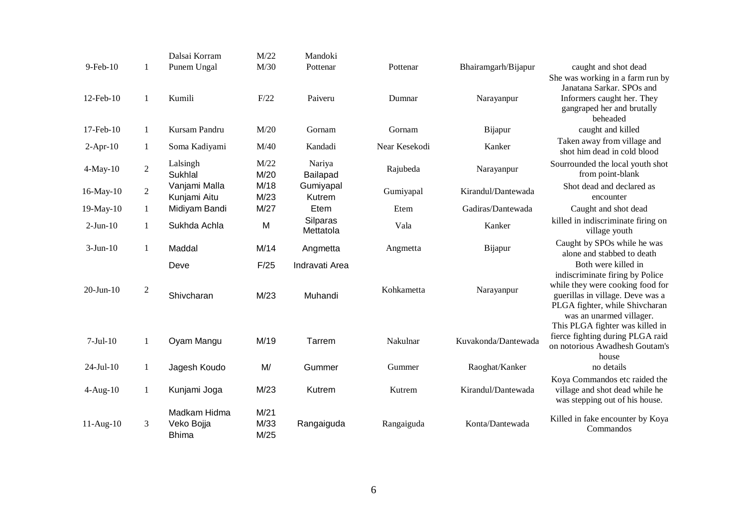| | | | | | | | |
|---|---|---|---|---|---|---|---|
| 9-Feb-10 | 1 | Dalsai Korram<br>Punem Ungal | M/22<br>M/30 | Mandoki<br>Pottenar | Pottenar | Bhairamgarh/Bijapur | caught and shot dead |
| 12-Feb-10 | 1 | Kumili | F/22 | Paiveru | Dumnar | Narayanpur | She was working in a farm run by Janatana Sarkar. SPOs and Informers caught her. They gangraped her and brutally beheaded |
| 17-Feb-10 | 1 | Kursam Pandru | M/20 | Gornam | Gornam | Bijapur | caught and killed |
| 2-Apr-10 | 1 | Soma Kadiyami | M/40 | Kandadi | Near Kesekodi | Kanker | Taken away from village and shot him dead in cold blood |
| 4-May-10 | 2 | Lalsingh<br>Sukhlal | M/22<br>M/20 | Nariya<br>Bailapad | Rajubeda | Narayanpur | Sourrounded the local youth shot from point-blank |
| 16-May-10 | 2 | Vanjami Malla<br>Kunjami Aitu | M/18<br>M/23 | Gumiyapal<br>Kutrem | Gumiyapal | Kirandul/Dantewada | Shot dead and declared as encounter |
| 19-May-10 | 1 | Midiyam Bandi | M/27 | Etem | Etem | Gadiras/Dantewada | Caught and shot dead |
| 2-Jun-10 | 1 | Sukhda Achla | M | Silparas<br>Mettatola | Vala | Kanker | killed in indiscriminate firing on village youth |
| 3-Jun-10 | 1 | Maddal | M/14 | Angmetta | Angmetta | Bijapur | Caught by SPOs while he was alone and stabbed to death |
| 20-Jun-10 | 2 | Deve<br>Shivcharan | F/25<br>M/23 | Indravati Area<br>Muhandi | Kohkametta | Narayanpur | Both were killed in indiscriminate firing by Police while they were cooking food for guerillas in village. Deve was a PLGA fighter, while Shivcharan was an unarmed villager. |
| 7-Jul-10 | 1 | Oyam Mangu | M/19 | Tarrem | Nakulnar | Kuvakonda/Dantewada | This PLGA fighter was killed in fierce fighting during PLGA raid on notorious Awadhesh Goutam's house |
| 24-Jul-10 | 1 | Jagesh Koudo | M/ | Gummer | Gummer | Raoghat/Kanker | no details |
| 4-Aug-10 | 1 | Kunjami Joga | M/23 | Kutrem | Kutrem | Kirandul/Dantewada | Koya Commandos etc raided the village and shot dead while he was stepping out of his house. |
| 11-Aug-10 | 3 | Madkam Hidma<br>Veko Bojja<br>Bhima | M/21<br>M/33<br>M/25 | Rangaiguda | Rangaiguda | Konta/Dantewada | Killed in fake encounter by Koya Commandos |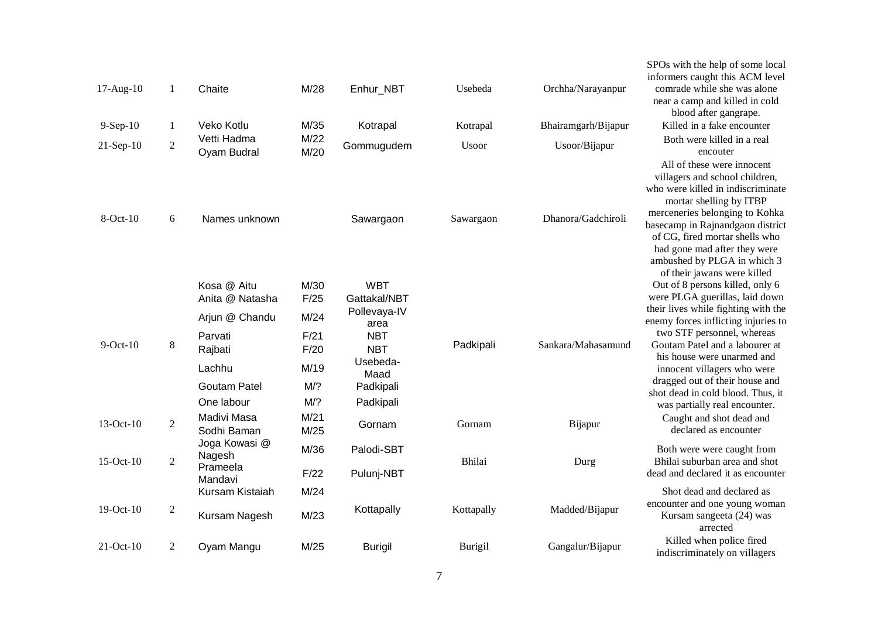| | | | | | | | |
|---|---|---|---|---|---|---|---|
| 17-Aug-10 | 1 | Chaite | M/28 | Enhur_NBT | Usebeda | Orchha/Narayanpur | SPOs with the help of some local informers caught this ACM level comrade while she was alone near a camp and killed in cold blood after gangrape. |
| 9-Sep-10 | 1 | Veko Kotlu | M/35 | Kotrapal | Kotrapal | Bhairamgarh/Bijapur | Killed in a fake encounter |
| 21-Sep-10 | 2 | Vetti Hadma<br>Oyam Budral | M/22<br>M/20 | Gommugudem | Usoor | Usoor/Bijapur | Both were killed in a real encouter |
| 8-Oct-10 | 6 | Names unknown | | Sawargaon | Sawargaon | Dhanora/Gadchiroli | All of these were innocent villagers and school children, who were killed in indiscriminate mortar shelling by ITBP merceneries belonging to Kohka basecamp in Rajnandgaon district of CG, fired mortar shells who had gone mad after they were ambushed by PLGA in which 3 of their jawans were killed |
| 9-Oct-10 | 8 | Kosa @ Aitu<br>Anita @ Natasha<br>Arjun @ Chandu<br>Parvati<br>Rajbati<br>Lachhu<br>Goutam Patel<br>One labour | M/30<br>F/25<br>M/24<br>F/21<br>F/20<br>M/19<br>M/?<br>M/? | WBT<br>Gattakal/NBT<br>Pollevaya-IV area<br>NBT<br>NBT<br>Usebeda-Maad<br>Padkipali<br>Padkipali | Padkipali | Sankara/Mahasamund | Out of 8 persons killed, only 6 were PLGA guerillas, laid down their lives while fighting with the enemy forces inflicting injuries to two STF personnel, whereas Goutam Patel and a labourer at his house were unarmed and innocent villagers who were dragged out of their house and shot dead in cold blood. Thus, it was partially real encounter. |
| 13-Oct-10 | 2 | Madivi Masa<br>Sodhi Baman | M/21<br>M/25 | Gornam | Gornam | Bijapur | Caught and shot dead and declared as encounter |
| 15-Oct-10 | 2 | Joga Kowasi @ Nagesh<br>Prameela Mandavi | M/36<br>F/22 | Palodi-SBT<br>Pulunj-NBT | Bhilai | Durg | Both were were caught from Bhilai suburban area and shot dead and declared it as encounter |
| 19-Oct-10 | 2 | Kursam Kistaiah<br>Kursam Nagesh | M/24<br>M/23 | Kottapally | Kottapally | Madded/Bijapur | Shot dead and declared as encounter and one young woman Kursam sangeeta (24) was arrected |
| 21-Oct-10 | 2 | Oyam Mangu | M/25 | Burigil | Burigil | Gangalur/Bijapur | Killed when police fired indiscriminately on villagers |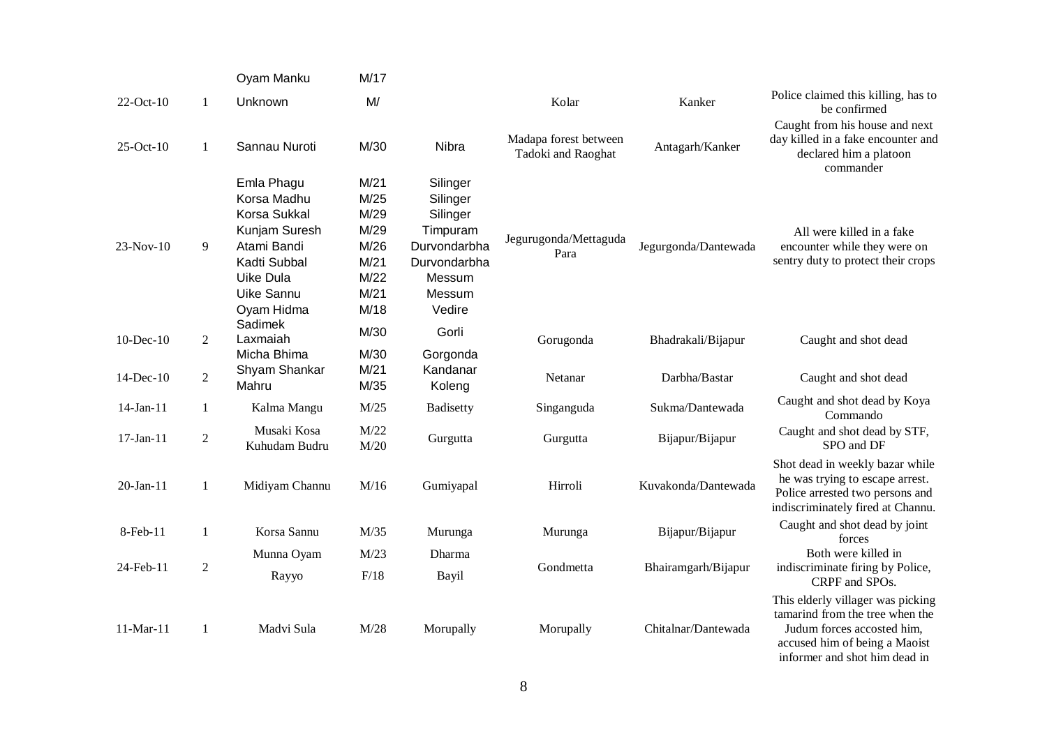| | | | | | | | |
|---|---|---|---|---|---|---|---|
| | | Oyam Manku | M/17 | | | | |
| 22-Oct-10 | 1 | Unknown | M/ | | Kolar | Kanker | Police claimed this killing, has to be confirmed |
| 25-Oct-10 | 1 | Sannau Nuroti | M/30 | Nibra | Madapa forest between Tadoki and Raoghat | Antagarh/Kanker | Caught from his house and next day killed in a fake encounter and declared him a platoon commander |
| 23-Nov-10 | 9 | Emla Phagu | M/21 | Silinger | Jegurugonda/Mettaguda Para | Jegurgonda/Dantewada | All were killed in a fake encounter while they were on sentry duty to protect their crops |
| | | Korsa Madhu | M/25 | Silinger | | | |
| | | Korsa Sukkal | M/29 | Silinger | | | |
| | | Kunjam Suresh | M/29 | Timpuram | | | |
| | | Atami Bandi | M/26 | Durvondarbha | | | |
| | | Kadti Subbal | M/21 | Durvondarbha | | | |
| | | Uike Dula | M/22 | Messum | | | |
| | | Uike Sannu | M/21 | Messum | | | |
| | | Oyam Hidma | M/18 | Vedire | | | |
| 10-Dec-10 | 2 | Sadimek Laxmaiah | M/30 | Gorli | Gorugonda | Bhadrakali/Bijapur | Caught and shot dead |
| | | Micha Bhima | M/30 | Gorgonda | | | |
| 14-Dec-10 | 2 | Shyam Shankar | M/21 | Kandanar | Netanar | Darbha/Bastar | Caught and shot dead |
| | | Mahru | M/35 | Koleng | | | |
| 14-Jan-11 | 1 | Kalma Mangu | M/25 | Badisetty | Singanguda | Sukma/Dantewada | Caught and shot dead by Koya Commando |
| 17-Jan-11 | 2 | Musaki Kosa | M/22 | Gurgutta | Gurgutta | Bijapur/Bijapur | Caught and shot dead by STF, SPO and DF |
| | | Kuhudam Budru | M/20 | | | | |
| 20-Jan-11 | 1 | Midiyam Channu | M/16 | Gumiyapal | Hirroli | Kuvakonda/Dantewada | Shot dead in weekly bazar while he was trying to escape arrest. Police arrested two persons and indiscriminately fired at Channu. |
| 8-Feb-11 | 1 | Korsa Sannu | M/35 | Murunga | Murunga | Bijapur/Bijapur | Caught and shot dead by joint forces |
| 24-Feb-11 | 2 | Munna Oyam | M/23 | Dharma | Gondmetta | Bhairamgarh/Bijapur | Both were killed in indiscriminate firing by Police, CRPF and SPOs. |
| | | Rayyo | F/18 | Bayil | | | |
| 11-Mar-11 | 1 | Madvi Sula | M/28 | Morupally | Morupally | Chitalnar/Dantewada | This elderly villager was picking tamarind from the tree when the Judum forces accosted him, accused him of being a Maoist informer and shot him dead in |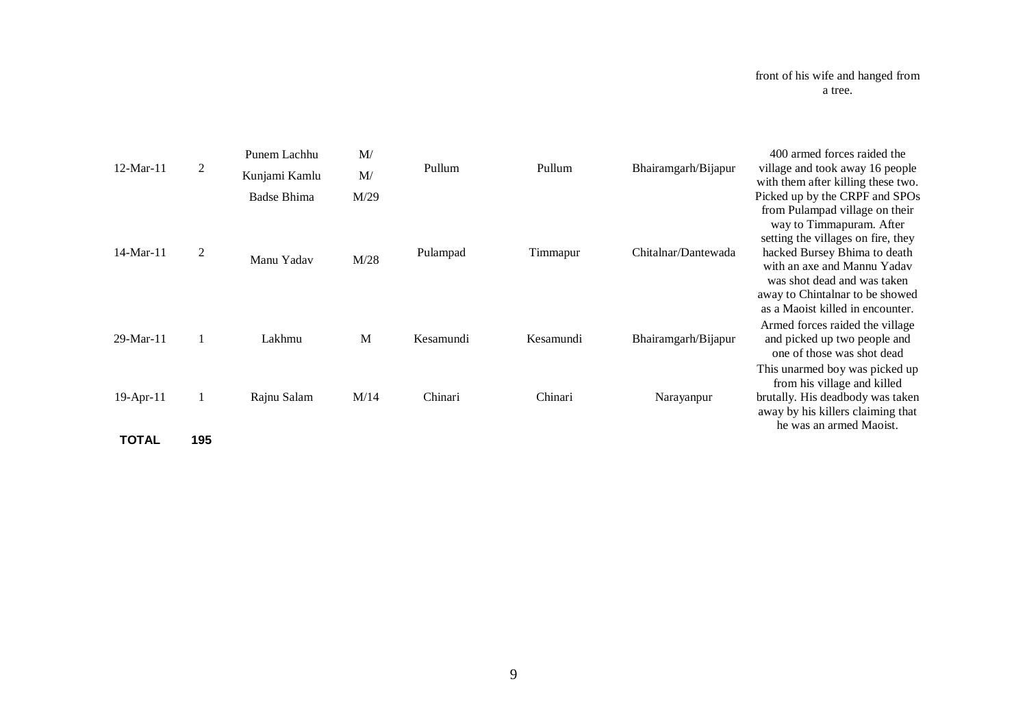| | | | | | | | |
|---|---|---|---|---|---|---|---|
| | | | | | | | front of his wife and hanged from a tree. |
| 12-Mar-11 | 2 | Punem Lachhu<br>Kunjami Kamlu | M/<br>M/ | Pullum | Pullum | Bhairamgarh/Bijapur | 400 armed forces raided the village and took away 16 people with them after killing these two. |
| 14-Mar-11 | 2 | Badse Bhima<br>Manu Yadav | M/29<br>M/28 | Pulampad | Timmapur | Chitalnar/Dantewada | Picked up by the CRPF and SPOs from Pulampad village on their way to Timmapuram. After setting the villages on fire, they hacked Bursey Bhima to death with an axe and Mannu Yadav was shot dead and was taken away to Chintalnar to be showed as a Maoist killed in encounter. |
| 29-Mar-11 | 1 | Lakhmu | M | Kesamundi | Kesamundi | Bhairamgarh/Bijapur | Armed forces raided the village and picked up two people and one of those was shot dead |
| 19-Apr-11 | 1 | Rajnu Salam | M/14 | Chinari | Chinari | Narayanpur | This unarmed boy was picked up from his village and killed brutally. His deadbody was taken away by his killers claiming that he was an armed Maoist. |
| **TOTAL** | **195** | | | | | | |